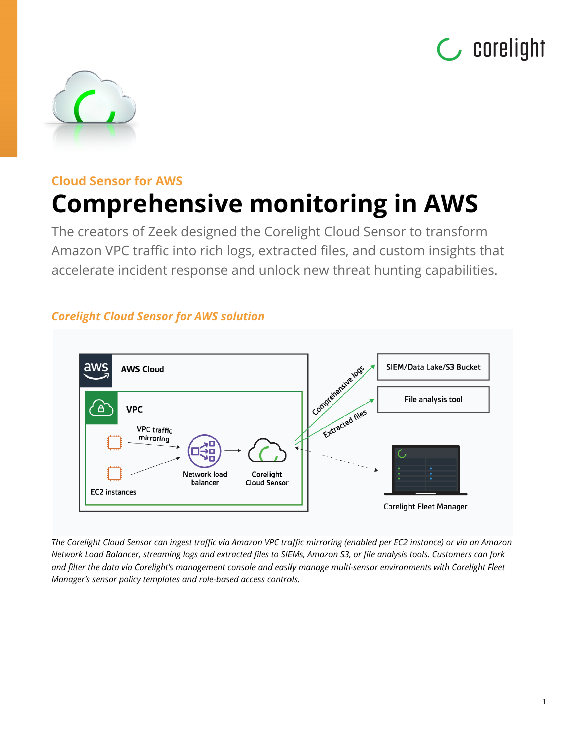Cloud Sensor for AWS

# Comprehensive monitoring in AWS

The creators of Zeek designed the Corelight Cloud Sensor to transform Amazon VPC traffic into rich logs, extracted files, and custom insights that accelerate incident response and unlock new threat hunting capabilities.

## *Corelight Cloud Sensor for AWS solution*

AWS Cloud

VPC

VPC traffic mirroring

EC2 instances

Network load balancer

Corelight Cloud Sensor

Comprehensive logs

Extracted files

SIEM/Data Lake/S3 Bucket

File analysis tool

Corelight Fleet Manager

*The Corelight Cloud Sensor can ingest traffic via Amazon VPC traffic mirroring (enabled per EC2 instance) or via an Amazon Network Load Balancer, streaming logs and extracted files to SIEMs, Amazon S3, or file analysis tools. Customers can fork and filter the data via Corelight's management console and easily manage multi-sensor environments with Corelight Fleet Manager's sensor policy templates and role-based access controls.*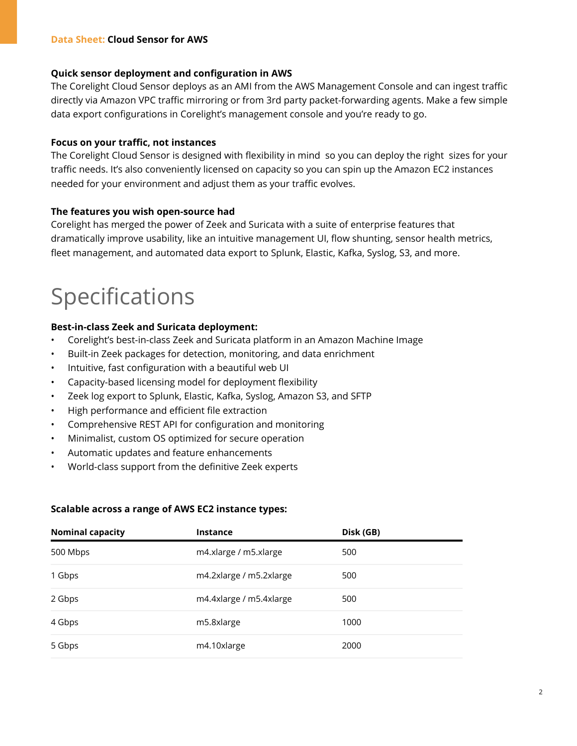### Quick sensor deployment and configuration in AWS

The Corelight Cloud Sensor deploys as an AMI from the AWS Management Console and can ingest traffic directly via Amazon VPC traffic mirroring or from 3rd party packet-forwarding agents. Make a few simple data export configurations in Corelight's management console and you're ready to go.

### Focus on your traffic, not instances

The Corelight Cloud Sensor is designed with flexibility in mind so you can deploy the right sizes for your traffic needs. It's also conveniently licensed on capacity so you can spin up the Amazon EC2 instances needed for your environment and adjust them as your traffic evolves.

### The features you wish open-source had

Corelight has merged the power of Zeek and Suricata with a suite of enterprise features that dramatically improve usability, like an intuitive management UI, flow shunting, sensor health metrics, fleet management, and automated data export to Splunk, Elastic, Kafka, Syslog, S3, and more.

# Specifications

### Best-in-class Zeek and Suricata deployment:

- Corelight's best-in-class Zeek and Suricata platform in an Amazon Machine Image
- Built-in Zeek packages for detection, monitoring, and data enrichment
- Intuitive, fast configuration with a beautiful web UI
- Capacity-based licensing model for deployment flexibility
- Zeek log export to Splunk, Elastic, Kafka, Syslog, Amazon S3, and SFTP
- High performance and efficient file extraction
- Comprehensive REST API for configuration and monitoring
- Minimalist, custom OS optimized for secure operation
- Automatic updates and feature enhancements
- World-class support from the definitive Zeek experts

### Scalable across a range of AWS EC2 instance types:

| Nominal capacity | Instance | Disk (GB) |
|---|---|---|
| 500 Mbps | m4.xlarge / m5.xlarge | 500 |
| 1 Gbps | m4.2xlarge / m5.2xlarge | 500 |
| 2 Gbps | m4.4xlarge / m5.4xlarge | 500 |
| 4 Gbps | m5.8xlarge | 1000 |
| 5 Gbps | m4.10xlarge | 2000 |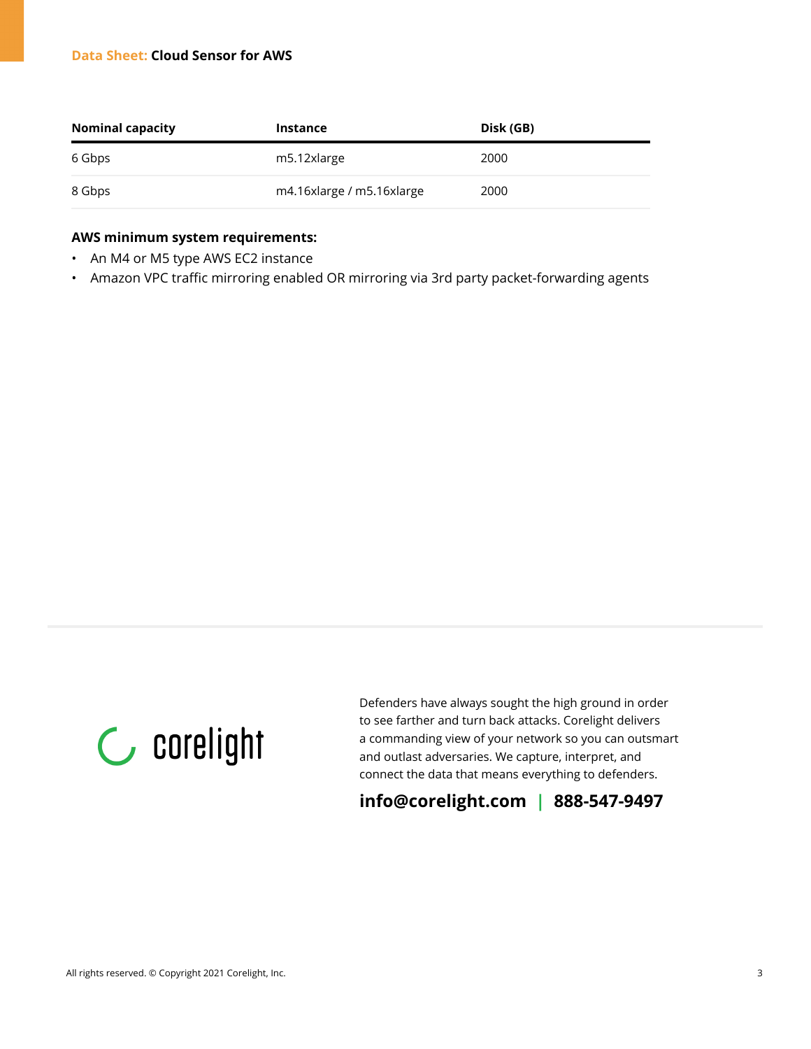| Nominal capacity | Instance | Disk (GB) |
|---|---|---|
| 6 Gbps | m5.12xlarge | 2000 |
| 8 Gbps | m4.16xlarge / m5.16xlarge | 2000 |

**AWS minimum system requirements:**

- An M4 or M5 type AWS EC2 instance
- Amazon VPC traffic mirroring enabled OR mirroring via 3rd party packet-forwarding agents

corelight

Defenders have always sought the high ground in order to see farther and turn back attacks. Corelight delivers a commanding view of your network so you can outsmart and outlast adversaries. We capture, interpret, and connect the data that means everything to defenders.

**info@corelight.com | 888-547-9497**

All rights reserved. © Copyright 2021 Corelight, Inc.